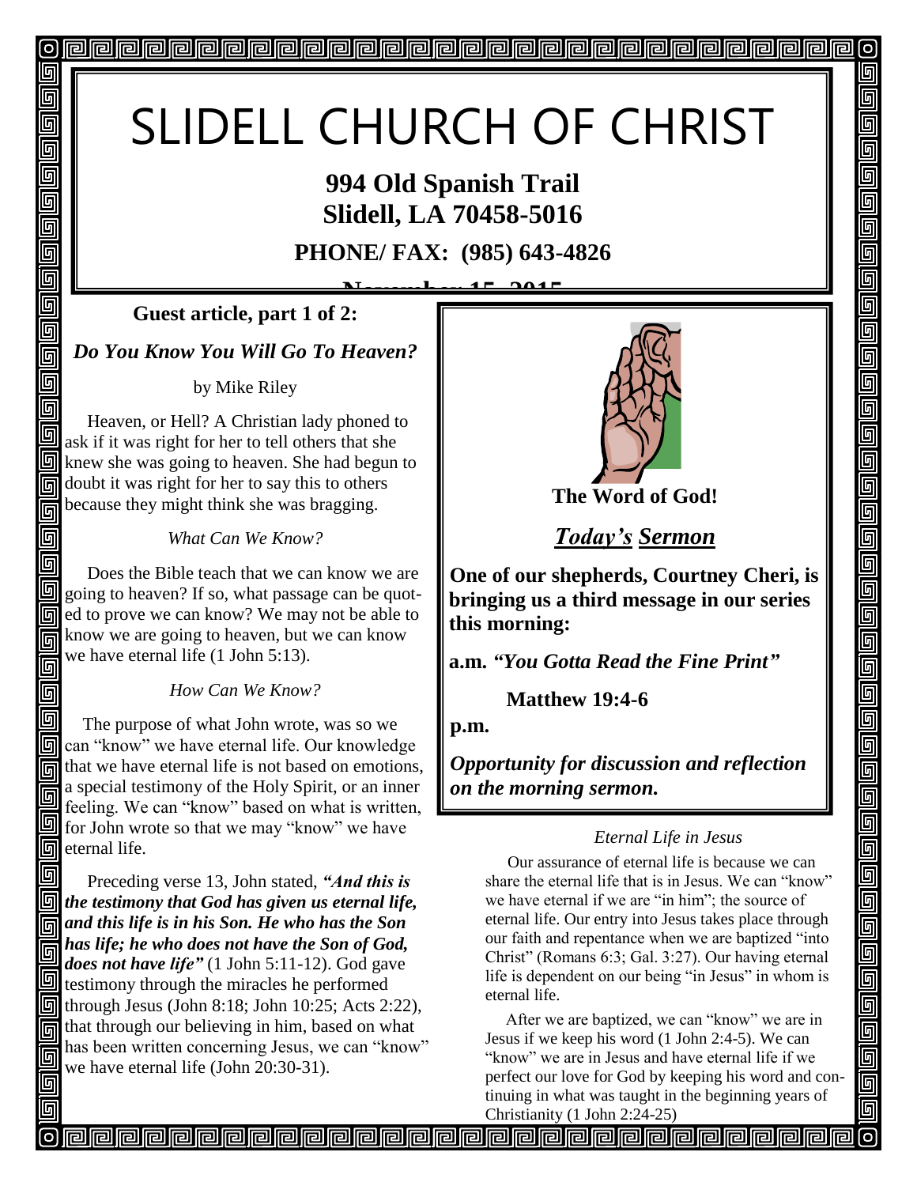# SLIDELL CHURCH OF CHRIST

**994 Old Spanish Trail**
**Slidell, LA 70458-5016**

**PHONE/ FAX: (985) 643-4826**

**November 15, 2015**

### Guest article, part 1 of 2:

## *Do You Know You Will Go To Heaven?*

by Mike Riley

Heaven, or Hell? A Christian lady phoned to ask if it was right for her to tell others that she knew she was going to heaven. She had begun to doubt it was right for her to say this to others because they might think she was bragging.

*What Can We Know?*

Does the Bible teach that we can know we are going to heaven? If so, what passage can be quoted to prove we can know? We may not be able to know we are going to heaven, but we can know we have eternal life (1 John 5:13).

*How Can We Know?*

The purpose of what John wrote, was so we can "know" we have eternal life. Our knowledge that we have eternal life is not based on emotions, a special testimony of the Holy Spirit, or an inner feeling. We can "know" based on what is written, for John wrote so that we may "know" we have eternal life.

Preceding verse 13, John stated, ***"And this is the testimony that God has given us eternal life, and this life is in his Son. He who has the Son has life; he who does not have the Son of God, does not have life"*** (1 John 5:11-12). God gave testimony through the miracles he performed through Jesus (John 8:18; John 10:25; Acts 2:22), that through our believing in him, based on what has been written concerning Jesus, we can "know" we have eternal life (John 20:30-31).

**The Word of God!**

***Today's Sermon***

**One of our shepherds, Courtney Cheri, is bringing us a third message in our series this morning:**

**a.m.** ***"You Gotta Read the Fine Print"***

**Matthew 19:4-6**

**p.m.**

***Opportunity for discussion and reflection on the morning sermon.***

*Eternal Life in Jesus*

Our assurance of eternal life is because we can share the eternal life that is in Jesus. We can "know" we have eternal if we are "in him"; the source of eternal life. Our entry into Jesus takes place through our faith and repentance when we are baptized "into Christ" (Romans 6:3; Gal. 3:27). Our having eternal life is dependent on our being "in Jesus" in whom is eternal life.

After we are baptized, we can "know" we are in Jesus if we keep his word (1 John 2:4-5). We can "know" we are in Jesus and have eternal life if we perfect our love for God by keeping his word and continuing in what was taught in the beginning years of Christianity (1 John 2:24-25)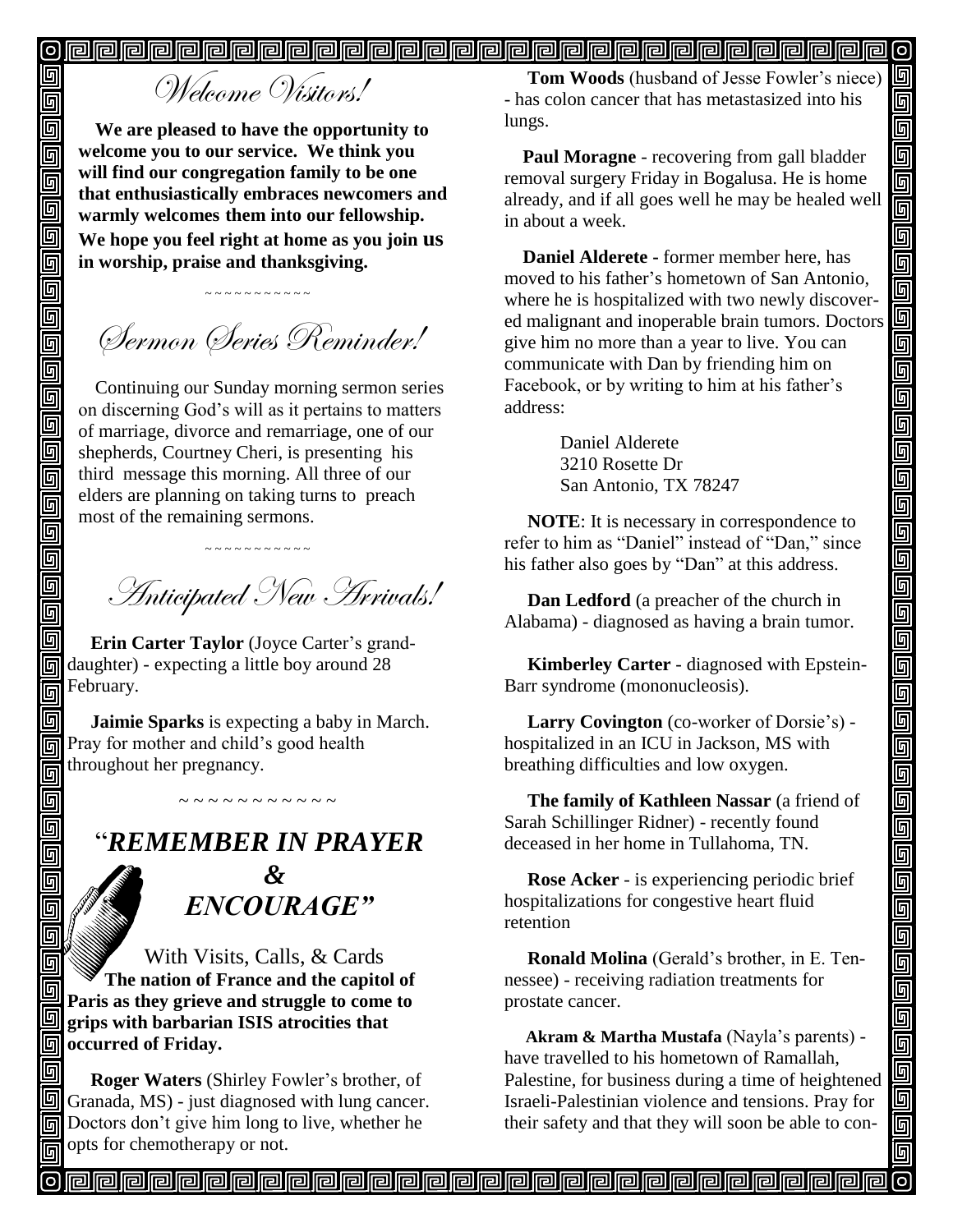## *Welcome Visitors!*

**We are pleased to have the opportunity to welcome you to our service. We think you will find our congregation family to be one that enthusiastically embraces newcomers and warmly welcomes them into our fellowship. We hope you feel right at home as you join us in worship, praise and thanksgiving.**

~~~~~~~~~~~~

## *Sermon Series Reminder!*

Continuing our Sunday morning sermon series on discerning God's will as it pertains to matters of marriage, divorce and remarriage, one of our shepherds, Courtney Cheri, is presenting his third message this morning. All three of our elders are planning on taking turns to preach most of the remaining sermons.

~~~~~~~~~~~~

## *Anticipated New Arrivals!*

**Erin Carter Taylor** (Joyce Carter's granddaughter) - expecting a little boy around 28 February.

**Jaimie Sparks** is expecting a baby in March. Pray for mother and child's good health throughout her pregnancy.

~ ~ ~ ~ ~ ~ ~ ~ ~ ~ ~ ~

## "*REMEMBER IN PRAYER & ENCOURAGE"*

With Visits, Calls, & Cards

**The nation of France and the capitol of Paris as they grieve and struggle to come to grips with barbarian ISIS atrocities that occurred of Friday.**

**Roger Waters** (Shirley Fowler's brother, of Granada, MS) - just diagnosed with lung cancer. Doctors don't give him long to live, whether he opts for chemotherapy or not.

**Tom Woods** (husband of Jesse Fowler's niece) - has colon cancer that has metastasized into his lungs.

**Paul Moragne** - recovering from gall bladder removal surgery Friday in Bogalusa. He is home already, and if all goes well he may be healed well in about a week.

**Daniel Alderete** - former member here, has moved to his father's hometown of San Antonio, where he is hospitalized with two newly discovered malignant and inoperable brain tumors. Doctors give him no more than a year to live. You can communicate with Dan by friending him on Facebook, or by writing to him at his father's address:

Daniel Alderete
3210 Rosette Dr
San Antonio, TX 78247

**NOTE**: It is necessary in correspondence to refer to him as "Daniel" instead of "Dan," since his father also goes by "Dan" at this address.

**Dan Ledford** (a preacher of the church in Alabama) - diagnosed as having a brain tumor.

**Kimberley Carter** - diagnosed with Epstein-Barr syndrome (mononucleosis).

**Larry Covington** (co-worker of Dorsie's) - hospitalized in an ICU in Jackson, MS with breathing difficulties and low oxygen.

**The family of Kathleen Nassar** (a friend of Sarah Schillinger Ridner) - recently found deceased in her home in Tullahoma, TN.

**Rose Acker** - is experiencing periodic brief hospitalizations for congestive heart fluid retention

**Ronald Molina** (Gerald's brother, in E. Tennessee) - receiving radiation treatments for prostate cancer.

**Akram & Martha Mustafa** (Nayla's parents) - have travelled to his hometown of Ramallah, Palestine, for business during a time of heightened Israeli-Palestinian violence and tensions. Pray for their safety and that they will soon be able to con-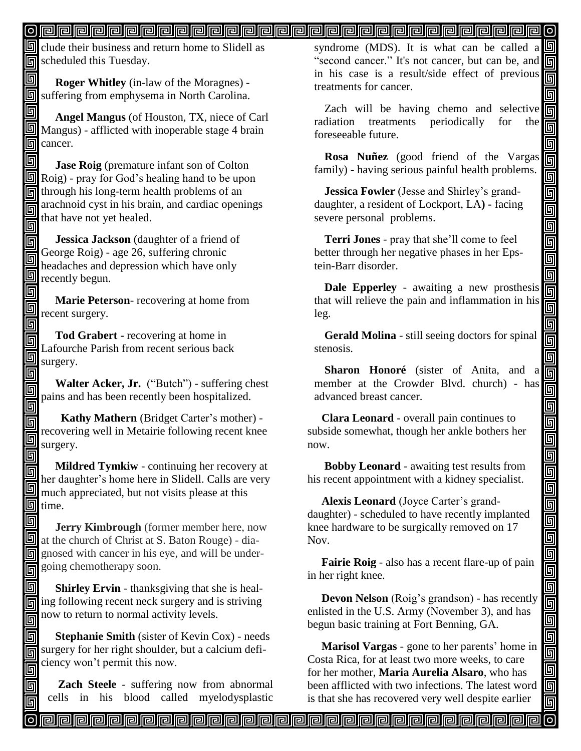clude their business and return home to Slidell as scheduled this Tuesday.

**Roger Whitley** (in-law of the Moragnes) - suffering from emphysema in North Carolina.

**Angel Mangus** (of Houston, TX, niece of Carl Mangus) - afflicted with inoperable stage 4 brain cancer.

**Jase Roig** (premature infant son of Colton Roig) - pray for God's healing hand to be upon through his long-term health problems of an arachnoid cyst in his brain, and cardiac openings that have not yet healed.

**Jessica Jackson** (daughter of a friend of George Roig) - age 26, suffering chronic headaches and depression which have only recently begun.

**Marie Peterson**- recovering at home from recent surgery.

**Tod Grabert -** recovering at home in Lafourche Parish from recent serious back surgery.

**Walter Acker, Jr.** ("Butch") - suffering chest pains and has been recently been hospitalized.

**Kathy Mathern** (Bridget Carter's mother) - recovering well in Metairie following recent knee surgery.

**Mildred Tymkiw** - continuing her recovery at her daughter's home here in Slidell. Calls are very much appreciated, but not visits please at this time.

**Jerry Kimbrough** (former member here, now at the church of Christ at S. Baton Rouge) - diagnosed with cancer in his eye, and will be undergoing chemotherapy soon.

**Shirley Ervin** - thanksgiving that she is healing following recent neck surgery and is striving now to return to normal activity levels.

**Stephanie Smith** (sister of Kevin Cox) - needs surgery for her right shoulder, but a calcium deficiency won't permit this now.

**Zach Steele** - suffering now from abnormal cells in his blood called myelodysplastic syndrome (MDS). It is what can be called a "second cancer." It's not cancer, but can be, and in his case is a result/side effect of previous treatments for cancer.

Zach will be having chemo and selective radiation treatments periodically for the foreseeable future.

**Rosa Nuñez** (good friend of the Vargas family) - having serious painful health problems.

**Jessica Fowler** (Jesse and Shirley's granddaughter, a resident of Lockport, LA**) -** facing severe personal problems.

**Terri Jones** - pray that she'll come to feel better through her negative phases in her Epstein-Barr disorder.

**Dale Epperley** - awaiting a new prosthesis that will relieve the pain and inflammation in his leg.

**Gerald Molina** - still seeing doctors for spinal stenosis.

**Sharon Honoré** (sister of Anita, and a member at the Crowder Blvd. church) - has advanced breast cancer.

**Clara Leonard** - overall pain continues to subside somewhat, though her ankle bothers her now.

**Bobby Leonard** - awaiting test results from his recent appointment with a kidney specialist.

**Alexis Leonard** (Joyce Carter's granddaughter) - scheduled to have recently implanted knee hardware to be surgically removed on 17 Nov.

**Fairie Roig** - also has a recent flare-up of pain in her right knee.

**Devon Nelson** (Roig's grandson) - has recently enlisted in the U.S. Army (November 3), and has begun basic training at Fort Benning, GA.

**Marisol Vargas** - gone to her parents' home in Costa Rica, for at least two more weeks, to care for her mother, **Maria Aurelia Alsaro**, who has been afflicted with two infections. The latest word is that she has recovered very well despite earlier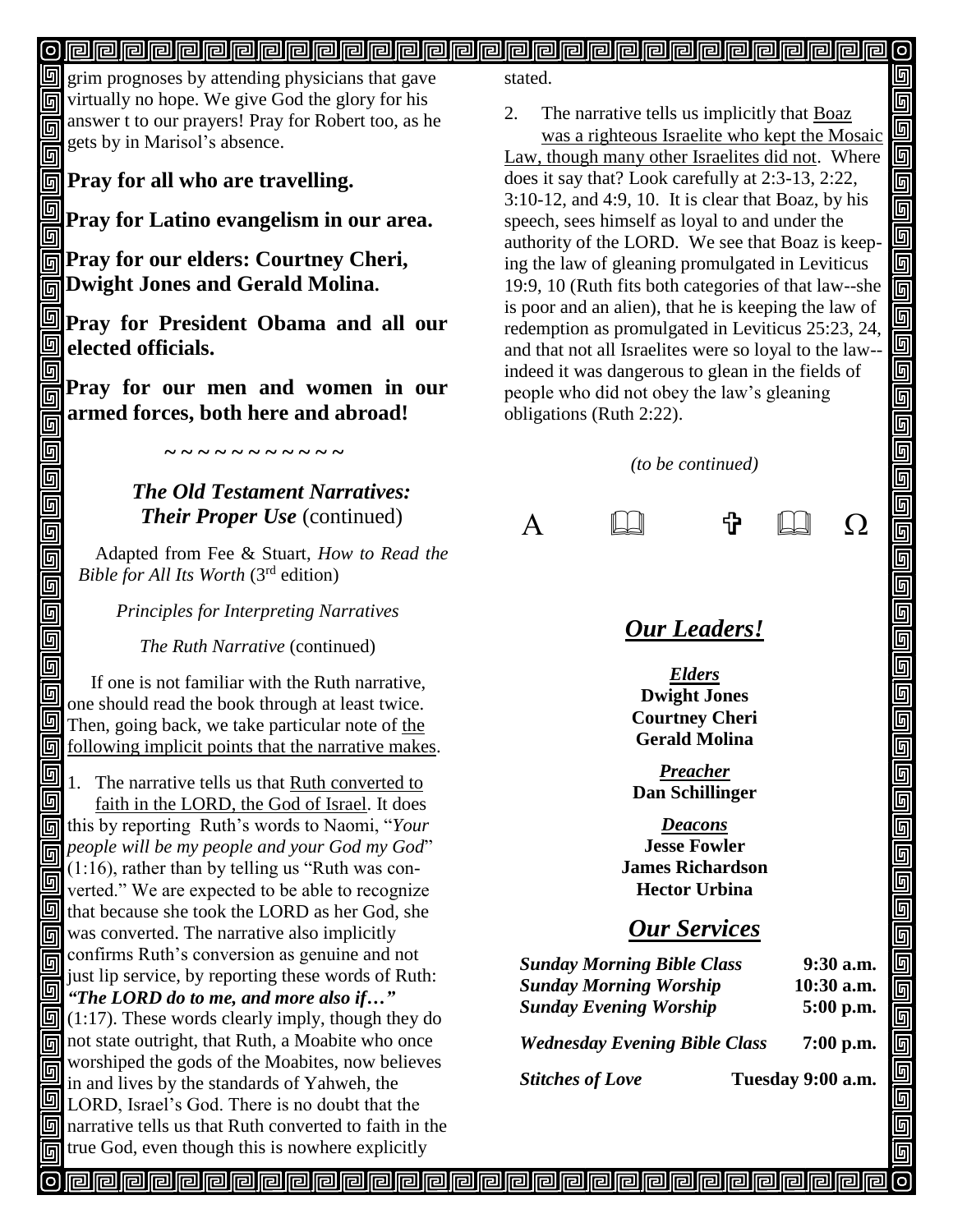grim prognoses by attending physicians that gave virtually no hope. We give God the glory for his answer t to our prayers! Pray for Robert too, as he gets by in Marisol's absence.

**Pray for all who are travelling.**

**Pray for Latino evangelism in our area.**

**Pray for our elders: Courtney Cheri, Dwight Jones and Gerald Molina.**

**Pray for President Obama and all our elected officials.**

**Pray for our men and women in our armed forces, both here and abroad!**

~ ~ ~ ~ ~ ~ ~ ~ ~ ~ ~

### *The Old Testament Narratives: Their Proper Use* (continued)

Adapted from Fee & Stuart, *How to Read the Bible for All Its Worth* (3rd edition)

*Principles for Interpreting Narratives*

*The Ruth Narrative* (continued)

If one is not familiar with the Ruth narrative, one should read the book through at least twice. Then, going back, we take particular note of the following implicit points that the narrative makes.

1. The narrative tells us that Ruth converted to faith in the LORD, the God of Israel. It does this by reporting Ruth's words to Naomi, "*Your people will be my people and your God my God*" (1:16), rather than by telling us "Ruth was converted." We are expected to be able to recognize that because she took the LORD as her God, she was converted. The narrative also implicitly confirms Ruth's conversion as genuine and not just lip service, by reporting these words of Ruth: ***"The LORD do to me, and more also if…"*** (1:17). These words clearly imply, though they do not state outright, that Ruth, a Moabite who once worshiped the gods of the Moabites, now believes in and lives by the standards of Yahweh, the LORD, Israel's God. There is no doubt that the narrative tells us that Ruth converted to faith in the true God, even though this is nowhere explicitly stated.

2. The narrative tells us implicitly that Boaz was a righteous Israelite who kept the Mosaic Law, though many other Israelites did not. Where does it say that? Look carefully at 2:3-13, 2:22, 3:10-12, and 4:9, 10. It is clear that Boaz, by his speech, sees himself as loyal to and under the authority of the LORD. We see that Boaz is keeping the law of gleaning promulgated in Leviticus 19:9, 10 (Ruth fits both categories of that law--she is poor and an alien), that he is keeping the law of redemption as promulgated in Leviticus 25:23, 24, and that not all Israelites were so loyal to the law--indeed it was dangerous to glean in the fields of people who did not obey the law's gleaning obligations (Ruth 2:22).

*(to be continued)*

A 🕮 ✞ 🕮 Ω

## *Our Leaders!*

***Elders***
**Dwight Jones**
**Courtney Cheri**
**Gerald Molina**

***Preacher***
**Dan Schillinger**

***Deacons***
**Jesse Fowler**
**James Richardson**
**Hector Urbina**

## *Our Services*

| | |
|---|---|
| ***Sunday Morning Bible Class*** | **9:30 a.m.** |
| ***Sunday Morning Worship*** | **10:30 a.m.** |
| ***Sunday Evening Worship*** | **5:00 p.m.** |
| ***Wednesday Evening Bible Class*** | **7:00 p.m.** |
| ***Stitches of Love*** | **Tuesday 9:00 a.m.** |